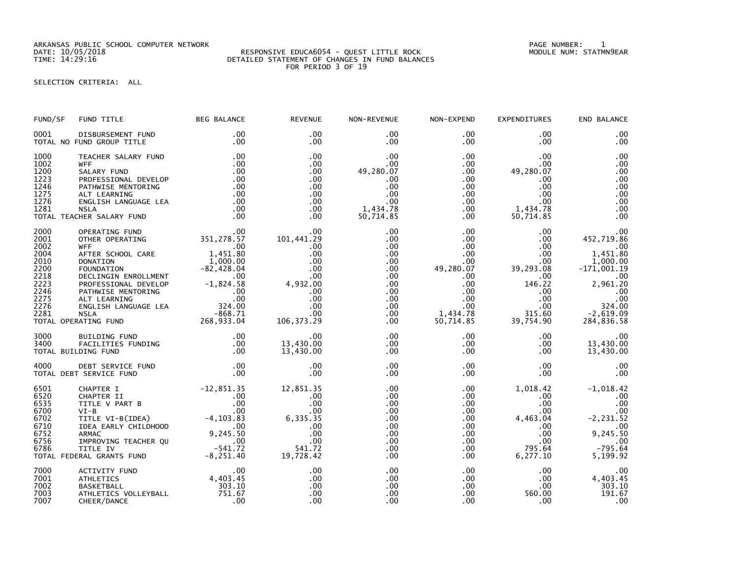ARKANSAS PUBLIC SCHOOL COMPUTER NETWORK
DATE: 10/05/2018
TIME: 14:29:16

RESPONSIVE EDUCA6054 - QUEST LITTLE ROCK
DETAILED STATEMENT OF CHANGES IN FUND BALANCES
FOR PERIOD 3 OF 19

PAGE NUMBER: 1
MODULE NUM: STATMN9EAR

SELECTION CRITERIA: ALL

| FUND/SF | FUND TITLE | BEG BALANCE | REVENUE | NON-REVENUE | NON-EXPEND | EXPENDITURES | END BALANCE |
|---|---|---|---|---|---|---|---|
| 0001 | DISBURSEMENT FUND | .00 | .00 | .00 | .00 | .00 | .00 |
| | TOTAL NO FUND GROUP TITLE | .00 | .00 | .00 | .00 | .00 | .00 |
| 1000 | TEACHER SALARY FUND | .00 | .00 | .00 | .00 | .00 | .00 |
| 1002 | WFF | .00 | .00 | .00 | .00 | .00 | .00 |
| 1200 | SALARY FUND | .00 | .00 | 49,280.07 | .00 | 49,280.07 | .00 |
| 1223 | PROFESSIONAL DEVELOP | .00 | .00 | .00 | .00 | .00 | .00 |
| 1246 | PATHWISE MENTORING | .00 | .00 | .00 | .00 | .00 | .00 |
| 1275 | ALT LEARNING | .00 | .00 | .00 | .00 | .00 | .00 |
| 1276 | ENGLISH LANGUAGE LEA | .00 | .00 | .00 | .00 | .00 | .00 |
| 1281 | NSLA | .00 | .00 | 1,434.78 | .00 | 1,434.78 | .00 |
| | TOTAL TEACHER SALARY FUND | .00 | .00 | 50,714.85 | .00 | 50,714.85 | .00 |
| 2000 | OPERATING FUND | .00 | .00 | .00 | .00 | .00 | .00 |
| 2001 | OTHER OPERATING | 351,278.57 | 101,441.29 | .00 | .00 | .00 | 452,719.86 |
| 2002 | WFF | .00 | .00 | .00 | .00 | .00 | .00 |
| 2004 | AFTER SCHOOL CARE | 1,451.80 | .00 | .00 | .00 | .00 | 1,451.80 |
| 2010 | DONATION | 1,000.00 | .00 | .00 | .00 | .00 | 1,000.00 |
| 2200 | FOUNDATION | -82,428.04 | .00 | .00 | 49,280.07 | 39,293.08 | -171,001.19 |
| 2218 | DECLINGIN ENROLLMENT | .00 | .00 | .00 | .00 | .00 | .00 |
| 2223 | PROFESSIONAL DEVELOP | -1,824.58 | 4,932.00 | .00 | .00 | 146.22 | 2,961.20 |
| 2246 | PATHWISE MENTORING | .00 | .00 | .00 | .00 | .00 | .00 |
| 2275 | ALT LEARNING | .00 | .00 | .00 | .00 | .00 | .00 |
| 2276 | ENGLISH LANGUAGE LEA | 324.00 | .00 | .00 | .00 | .00 | 324.00 |
| 2281 | NSLA | -868.71 | .00 | .00 | 1,434.78 | 315.60 | -2,619.09 |
| | TOTAL OPERATING FUND | 268,933.04 | 106,373.29 | .00 | 50,714.85 | 39,754.90 | 284,836.58 |
| 3000 | BUILDING FUND | .00 | .00 | .00 | .00 | .00 | .00 |
| 3400 | FACILITIES FUNDING | .00 | 13,430.00 | .00 | .00 | .00 | 13,430.00 |
| | TOTAL BUILDING FUND | .00 | 13,430.00 | .00 | .00 | .00 | 13,430.00 |
| 4000 | DEBT SERVICE FUND | .00 | .00 | .00 | .00 | .00 | .00 |
| | TOTAL DEBT SERVICE FUND | .00 | .00 | .00 | .00 | .00 | .00 |
| 6501 | CHAPTER I | -12,851.35 | 12,851.35 | .00 | .00 | 1,018.42 | -1,018.42 |
| 6520 | CHAPTER II | .00 | .00 | .00 | .00 | .00 | .00 |
| 6535 | TITLE V PART B | .00 | .00 | .00 | .00 | .00 | .00 |
| 6700 | VI-B | .00 | .00 | .00 | .00 | .00 | .00 |
| 6702 | TITLE VI-B(IDEA) | -4,103.83 | 6,335.35 | .00 | .00 | 4,463.04 | -2,231.52 |
| 6710 | IDEA EARLY CHILDHOOD | .00 | .00 | .00 | .00 | .00 | .00 |
| 6752 | ARMAC | 9,245.50 | .00 | .00 | .00 | .00 | 9,245.50 |
| 6756 | IMPROVING TEACHER QU | .00 | .00 | .00 | .00 | .00 | .00 |
| 6786 | TITLE IV | -541.72 | 541.72 | .00 | .00 | 795.64 | -795.64 |
| | TOTAL FEDERAL GRANTS FUND | -8,251.40 | 19,728.42 | .00 | .00 | 6,277.10 | 5,199.92 |
| 7000 | ACTIVITY FUND | .00 | .00 | .00 | .00 | .00 | .00 |
| 7001 | ATHLETICS | 4,403.45 | .00 | .00 | .00 | .00 | 4,403.45 |
| 7002 | BASKETBALL | 303.10 | .00 | .00 | .00 | .00 | 303.10 |
| 7003 | ATHLETICS VOLLEYBALL | 751.67 | .00 | .00 | .00 | 560.00 | 191.67 |
| 7007 | CHEER/DANCE | .00 | .00 | .00 | .00 | .00 | .00 |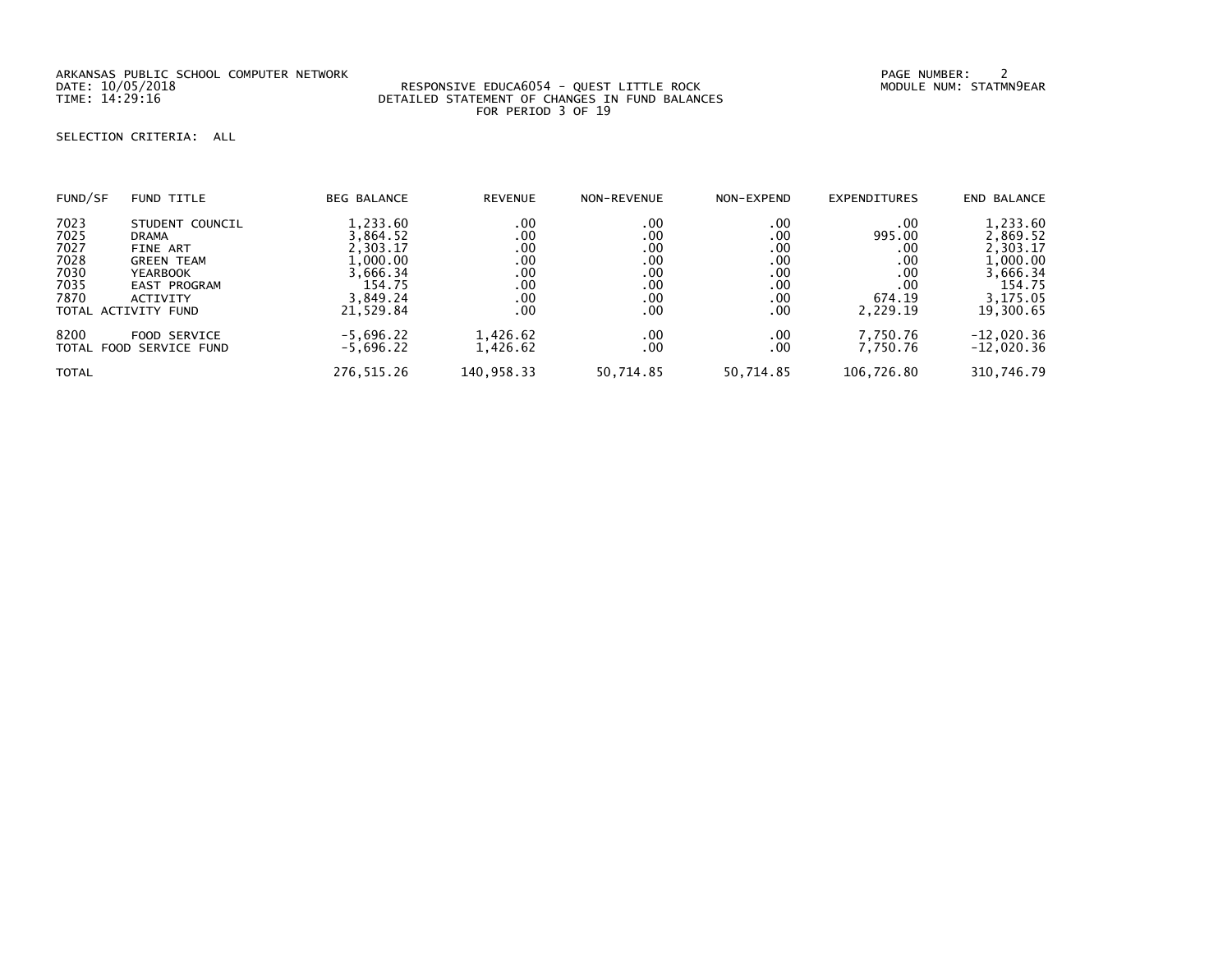ARKANSAS PUBLIC SCHOOL COMPUTER NETWORK
DATE: 10/05/2018
TIME: 14:29:16

RESPONSIVE EDUCA6054 - QUEST LITTLE ROCK
DETAILED STATEMENT OF CHANGES IN FUND BALANCES
FOR PERIOD 3 OF 19

PAGE NUMBER: 2
MODULE NUM: STATMN9EAR

SELECTION CRITERIA: ALL

| FUND/SF | FUND TITLE | BEG BALANCE | REVENUE | NON-REVENUE | NON-EXPEND | EXPENDITURES | END BALANCE |
|---|---|---|---|---|---|---|---|
| 7023 | STUDENT COUNCIL | 1,233.60 | .00 | .00 | .00 | .00 | 1,233.60 |
| 7025 | DRAMA | 3,864.52 | .00 | .00 | .00 | 995.00 | 2,869.52 |
| 7027 | FINE ART | 2,303.17 | .00 | .00 | .00 | .00 | 2,303.17 |
| 7028 | GREEN TEAM | 1,000.00 | .00 | .00 | .00 | .00 | 1,000.00 |
| 7030 | YEARBOOK | 3,666.34 | .00 | .00 | .00 | .00 | 3,666.34 |
| 7035 | EAST PROGRAM | 154.75 | .00 | .00 | .00 | .00 | 154.75 |
| 7870 | ACTIVITY | 3,849.24 | .00 | .00 | .00 | 674.19 | 3,175.05 |
| TOTAL ACTIVITY FUND | | 21,529.84 | .00 | .00 | .00 | 2,229.19 | 19,300.65 |
| 8200 | FOOD SERVICE | -5,696.22 | 1,426.62 | .00 | .00 | 7,750.76 | -12,020.36 |
| TOTAL FOOD SERVICE FUND | | -5,696.22 | 1,426.62 | .00 | .00 | 7,750.76 | -12,020.36 |
| TOTAL | | 276,515.26 | 140,958.33 | 50,714.85 | 50,714.85 | 106,726.80 | 310,746.79 |